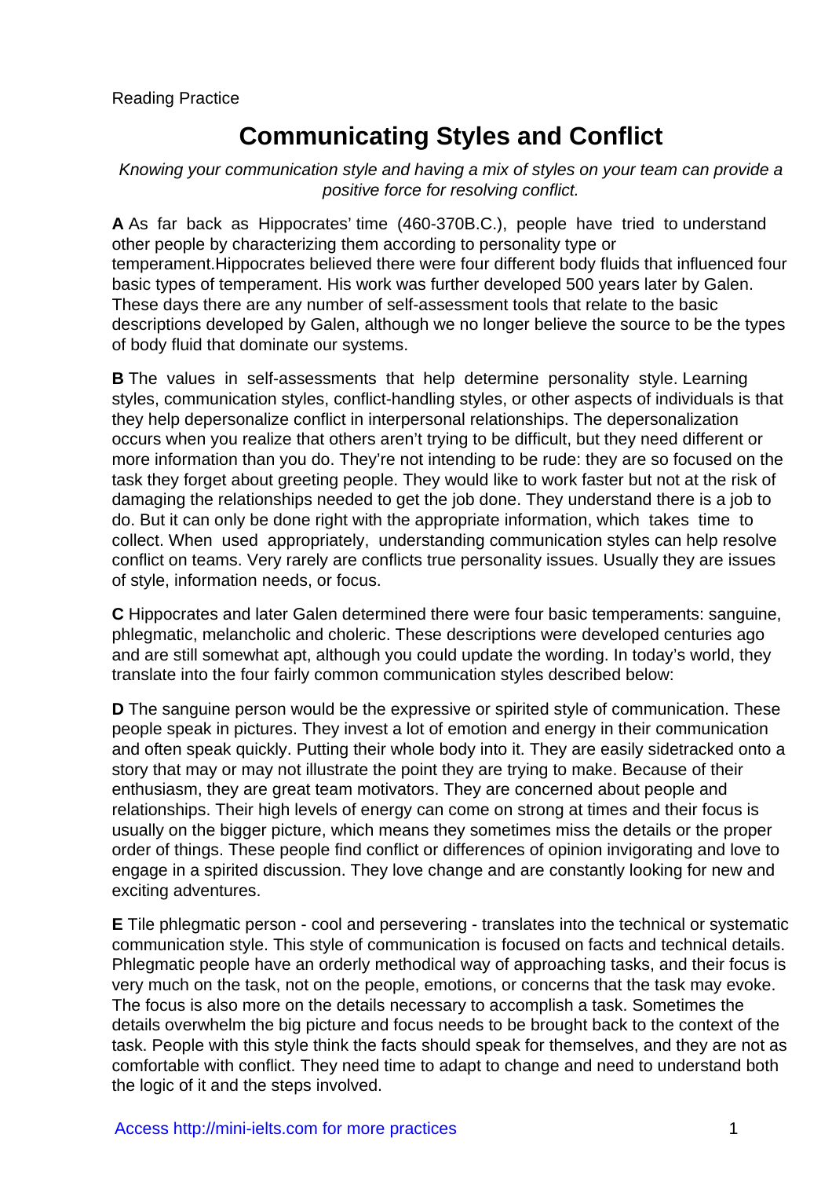Reading Practice

# Communicating Styles and Conflict

*Knowing your communication style and having a mix of styles on your team can provide a positive force for resolving conflict.*

**A** As far back as Hippocrates' time (460-370B.C.), people have tried to understand other people by characterizing them according to personality type or temperament.Hippocrates believed there were four different body fluids that influenced four basic types of temperament. His work was further developed 500 years later by Galen. These days there are any number of self-assessment tools that relate to the basic descriptions developed by Galen, although we no longer believe the source to be the types of body fluid that dominate our systems.

**B** The values in self-assessments that help determine personality style. Learning styles, communication styles, conflict-handling styles, or other aspects of individuals is that they help depersonalize conflict in interpersonal relationships. The depersonalization occurs when you realize that others aren't trying to be difficult, but they need different or more information than you do. They're not intending to be rude: they are so focused on the task they forget about greeting people. They would like to work faster but not at the risk of damaging the relationships needed to get the job done. They understand there is a job to do. But it can only be done right with the appropriate information, which takes time to collect. When used appropriately, understanding communication styles can help resolve conflict on teams. Very rarely are conflicts true personality issues. Usually they are issues of style, information needs, or focus.

**C** Hippocrates and later Galen determined there were four basic temperaments: sanguine, phlegmatic, melancholic and choleric. These descriptions were developed centuries ago and are still somewhat apt, although you could update the wording. In today's world, they translate into the four fairly common communication styles described below:

**D** The sanguine person would be the expressive or spirited style of communication. These people speak in pictures. They invest a lot of emotion and energy in their communication and often speak quickly. Putting their whole body into it. They are easily sidetracked onto a story that may or may not illustrate the point they are trying to make. Because of their enthusiasm, they are great team motivators. They are concerned about people and relationships. Their high levels of energy can come on strong at times and their focus is usually on the bigger picture, which means they sometimes miss the details or the proper order of things. These people find conflict or differences of opinion invigorating and love to engage in a spirited discussion. They love change and are constantly looking for new and exciting adventures.

**E** Tile phlegmatic person - cool and persevering - translates into the technical or systematic communication style. This style of communication is focused on facts and technical details. Phlegmatic people have an orderly methodical way of approaching tasks, and their focus is very much on the task, not on the people, emotions, or concerns that the task may evoke. The focus is also more on the details necessary to accomplish a task. Sometimes the details overwhelm the big picture and focus needs to be brought back to the context of the task. People with this style think the facts should speak for themselves, and they are not as comfortable with conflict. They need time to adapt to change and need to understand both the logic of it and the steps involved.

Access http://mini-ielts.com for more practices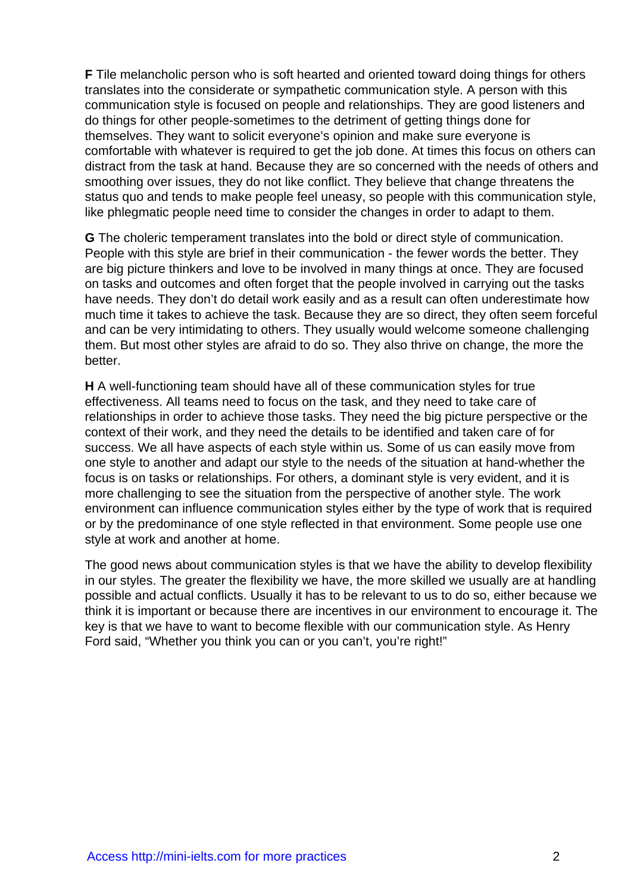**F** Tile melancholic person who is soft hearted and oriented toward doing things for others translates into the considerate or sympathetic communication style. A person with this communication style is focused on people and relationships. They are good listeners and do things for other people-sometimes to the detriment of getting things done for themselves. They want to solicit everyone's opinion and make sure everyone is comfortable with whatever is required to get the job done. At times this focus on others can distract from the task at hand. Because they are so concerned with the needs of others and smoothing over issues, they do not like conflict. They believe that change threatens the status quo and tends to make people feel uneasy, so people with this communication style, like phlegmatic people need time to consider the changes in order to adapt to them.

**G** The choleric temperament translates into the bold or direct style of communication. People with this style are brief in their communication - the fewer words the better. They are big picture thinkers and love to be involved in many things at once. They are focused on tasks and outcomes and often forget that the people involved in carrying out the tasks have needs. They don't do detail work easily and as a result can often underestimate how much time it takes to achieve the task. Because they are so direct, they often seem forceful and can be very intimidating to others. They usually would welcome someone challenging them. But most other styles are afraid to do so. They also thrive on change, the more the better.

**H** A well-functioning team should have all of these communication styles for true effectiveness. All teams need to focus on the task, and they need to take care of relationships in order to achieve those tasks. They need the big picture perspective or the context of their work, and they need the details to be identified and taken care of for success. We all have aspects of each style within us. Some of us can easily move from one style to another and adapt our style to the needs of the situation at hand-whether the focus is on tasks or relationships. For others, a dominant style is very evident, and it is more challenging to see the situation from the perspective of another style. The work environment can influence communication styles either by the type of work that is required or by the predominance of one style reflected in that environment. Some people use one style at work and another at home.

The good news about communication styles is that we have the ability to develop flexibility in our styles. The greater the flexibility we have, the more skilled we usually are at handling possible and actual conflicts. Usually it has to be relevant to us to do so, either because we think it is important or because there are incentives in our environment to encourage it. The key is that we have to want to become flexible with our communication style. As Henry Ford said, "Whether you think you can or you can't, you're right!"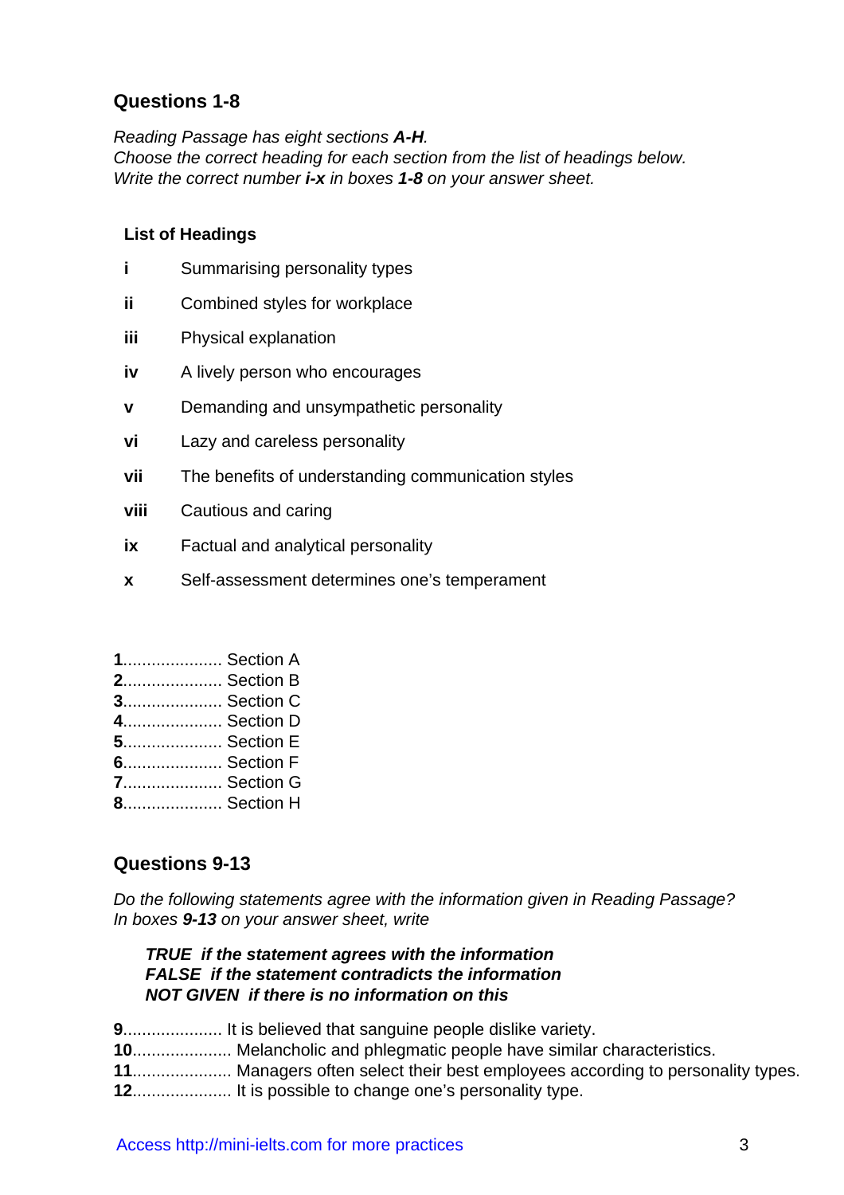## Questions 1-8

*Reading Passage has eight sections **A-H**.*
*Choose the correct heading for each section from the list of headings below.*
*Write the correct number **i-x** in boxes **1-8** on your answer sheet.*

**List of Headings**

- **i** Summarising personality types
- **ii** Combined styles for workplace
- **iii** Physical explanation
- **iv** A lively person who encourages
- **v** Demanding and unsympathetic personality
- **vi** Lazy and careless personality
- **vii** The benefits of understanding communication styles
- **viii** Cautious and caring
- **ix** Factual and analytical personality
- **x** Self-assessment determines one's temperament

**1**.................... Section A
**2**.................... Section B
**3**.................... Section C
**4**.................... Section D
**5**.................... Section E
**6**.................... Section F
**7**.................... Section G
**8**.................... Section H

## Questions 9-13

*Do the following statements agree with the information given in Reading Passage?*
*In boxes **9-13** on your answer sheet, write*

***TRUE** if the statement agrees with the information*
***FALSE** if the statement contradicts the information*
***NOT GIVEN** if there is no information on this*

**9**.................... It is believed that sanguine people dislike variety.
**10**.................... Melancholic and phlegmatic people have similar characteristics.
**11**.................... Managers often select their best employees according to personality types.
**12**.................... It is possible to change one's personality type.

Access http://mini-ielts.com for more practices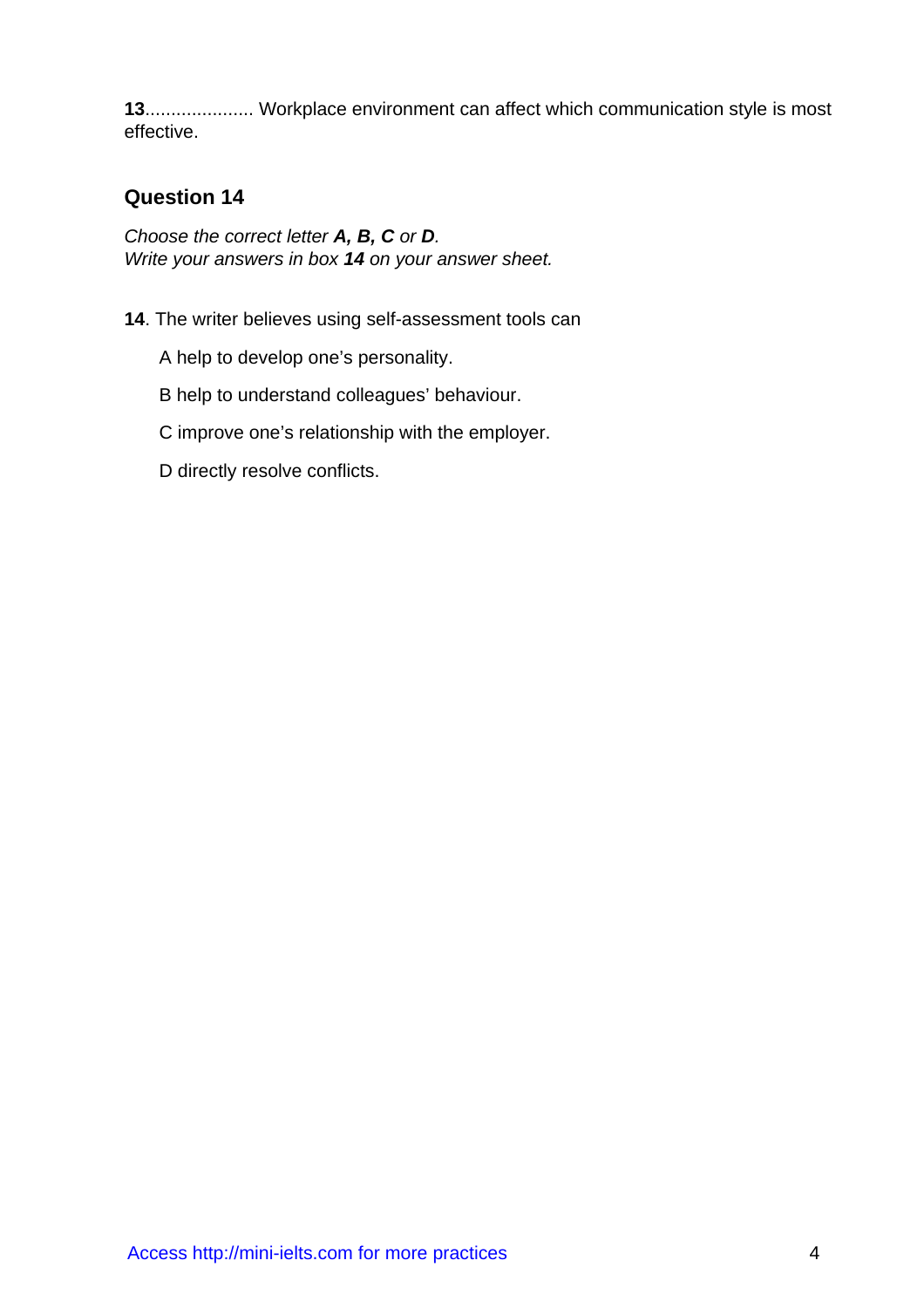**13**..................... Workplace environment can affect which communication style is most effective.

## Question 14

*Choose the correct letter **A, B, C** or **D**.*
*Write your answers in box **14** on your answer sheet.*

**14**. The writer believes using self-assessment tools can

A help to develop one's personality.

B help to understand colleagues' behaviour.

C improve one's relationship with the employer.

D directly resolve conflicts.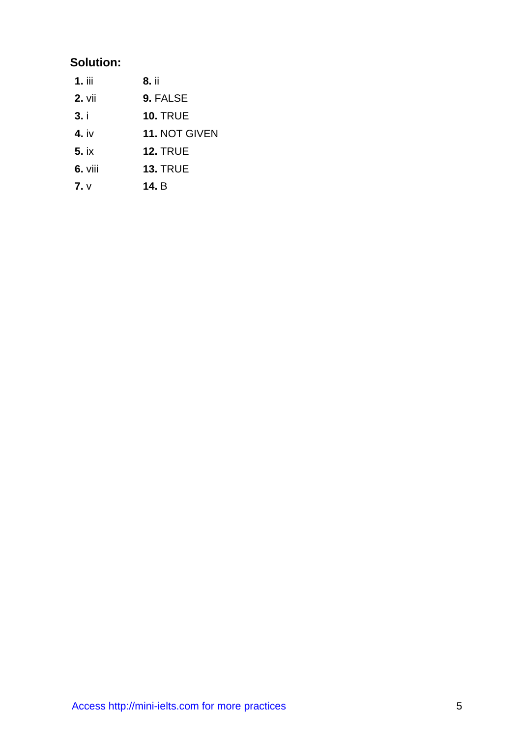**Solution:**

| | |
|---|---|
| **1.** iii | **8.** ii |
| **2.** vii | **9.** FALSE |
| **3.** i | **10.** TRUE |
| **4.** iv | **11.** NOT GIVEN |
| **5.** ix | **12.** TRUE |
| **6.** viii | **13.** TRUE |
| **7.** v | **14.** B |

Access http://mini-ielts.com for more practices